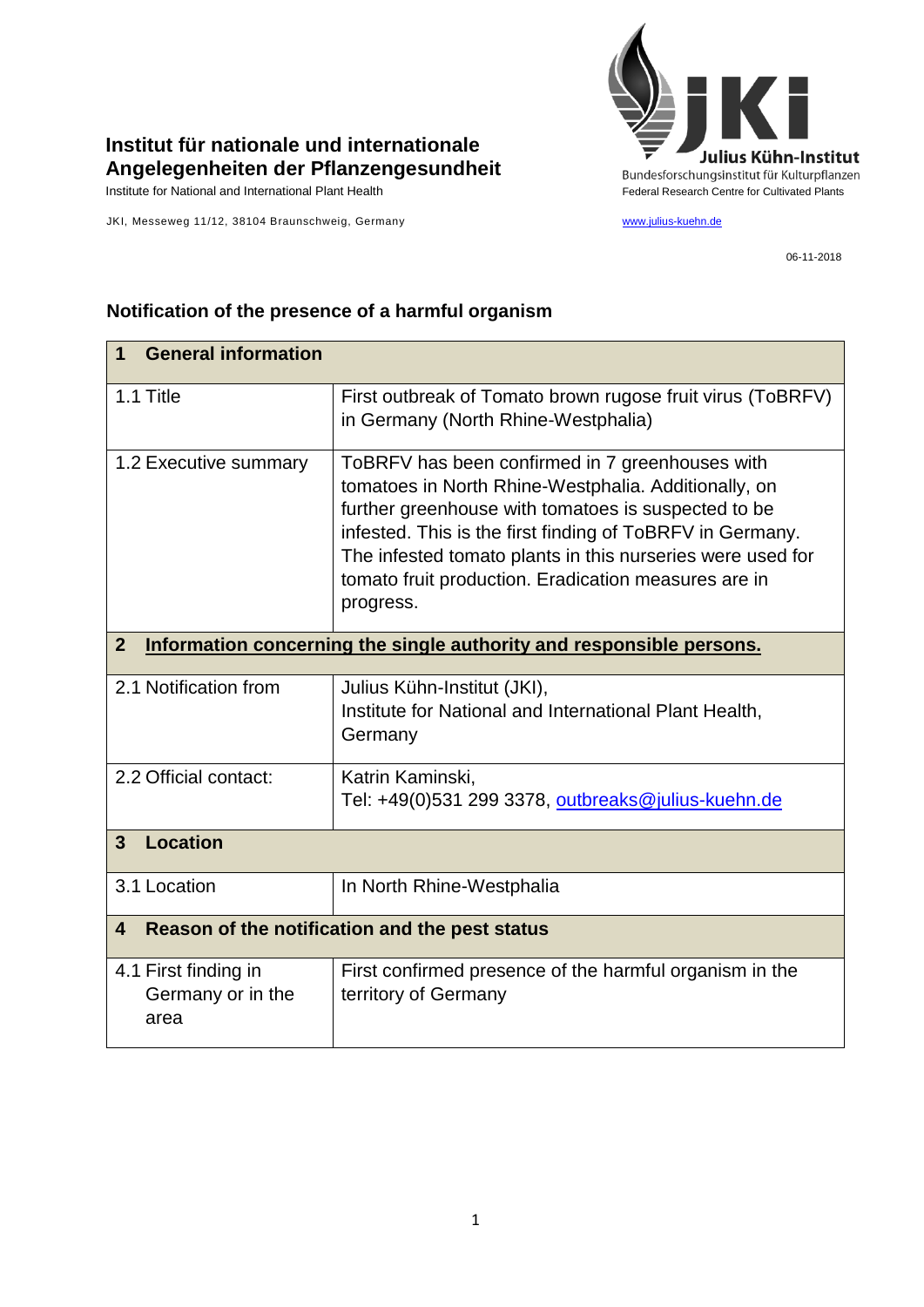**Institut für nationale und internationale Angelegenheiten der Pflanzengesundheit**

Institute for National and International Plant Health

JKI, Messeweg 11/12, 38104 Braunschweig, Germany

Julius Kühn-Institut
Bundesforschungsinstitut für Kulturpflanzen
Federal Research Centre for Cultivated Plants

www.julius-kuehn.de

06-11-2018

## Notification of the presence of a harmful organism

| **1 General information** | |
|---|---|
| 1.1 Title | First outbreak of Tomato brown rugose fruit virus (ToBRFV) in Germany (North Rhine-Westphalia) |
| 1.2 Executive summary | ToBRFV has been confirmed in 7 greenhouses with tomatoes in North Rhine-Westphalia. Additionally, on further greenhouse with tomatoes is suspected to be infested. This is the first finding of ToBRFV in Germany. The infested tomato plants in this nurseries were used for tomato fruit production. Eradication measures are in progress. |
| **2 Information concerning the single authority and responsible persons.** | |
| 2.1 Notification from | Julius Kühn-Institut (JKI), Institute for National and International Plant Health, Germany |
| 2.2 Official contact: | Katrin Kaminski, Tel: +49(0)531 299 3378, outbreaks@julius-kuehn.de |
| **3 Location** | |
| 3.1 Location | In North Rhine-Westphalia |
| **4 Reason of the notification and the pest status** | |
| 4.1 First finding in Germany or in the area | First confirmed presence of the harmful organism in the territory of Germany |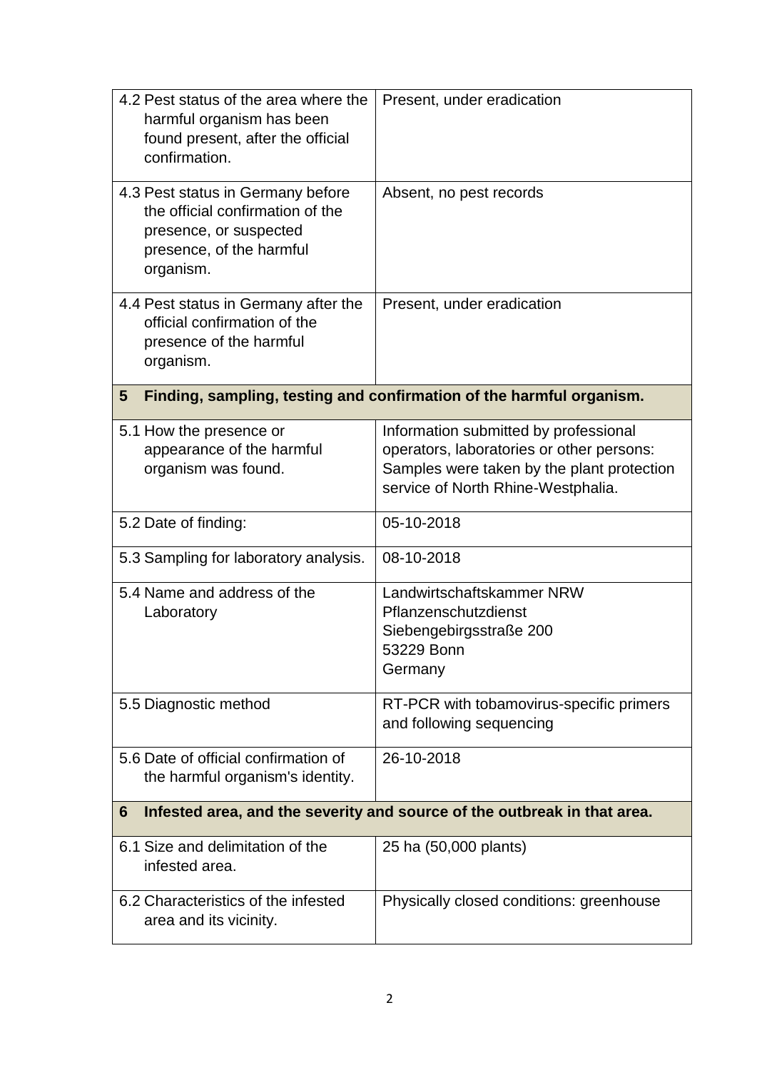| | |
|---|---|
| 4.2 Pest status of the area where the harmful organism has been found present, after the official confirmation. | Present, under eradication |
| 4.3 Pest status in Germany before the official confirmation of the presence, or suspected presence, of the harmful organism. | Absent, no pest records |
| 4.4 Pest status in Germany after the official confirmation of the presence of the harmful organism. | Present, under eradication |
| **5 Finding, sampling, testing and confirmation of the harmful organism.** | |
| 5.1 How the presence or appearance of the harmful organism was found. | Information submitted by professional operators, laboratories or other persons: Samples were taken by the plant protection service of North Rhine-Westphalia. |
| 5.2 Date of finding: | 05-10-2018 |
| 5.3 Sampling for laboratory analysis. | 08-10-2018 |
| 5.4 Name and address of the Laboratory | Landwirtschaftskammer NRW<br>Pflanzenschutzdienst<br>Siebengebirgsstraße 200<br>53229 Bonn<br>Germany |
| 5.5 Diagnostic method | RT-PCR with tobamovirus-specific primers and following sequencing |
| 5.6 Date of official confirmation of the harmful organism's identity. | 26-10-2018 |
| **6 Infested area, and the severity and source of the outbreak in that area.** | |
| 6.1 Size and delimitation of the infested area. | 25 ha (50,000 plants) |
| 6.2 Characteristics of the infested area and its vicinity. | Physically closed conditions: greenhouse |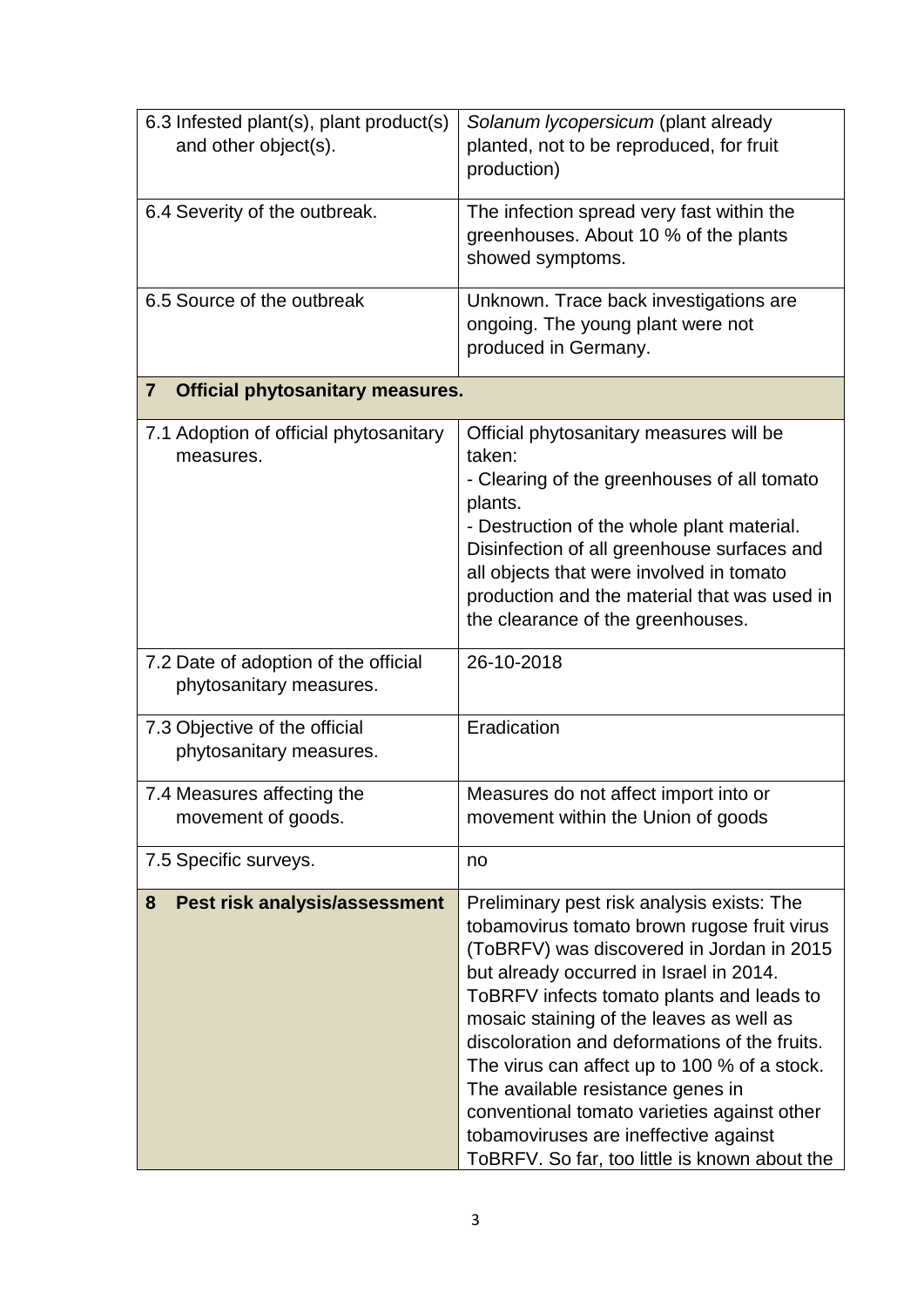| | |
|---|---|
| 6.3 Infested plant(s), plant product(s) and other object(s). | *Solanum lycopersicum* (plant already planted, not to be reproduced, for fruit production) |
| 6.4 Severity of the outbreak. | The infection spread very fast within the greenhouses. About 10 % of the plants showed symptoms. |
| 6.5 Source of the outbreak | Unknown. Trace back investigations are ongoing. The young plant were not produced in Germany. |
| **7 Official phytosanitary measures.** | |
| 7.1 Adoption of official phytosanitary measures. | Official phytosanitary measures will be taken:<br>- Clearing of the greenhouses of all tomato plants.<br>- Destruction of the whole plant material. Disinfection of all greenhouse surfaces and all objects that were involved in tomato production and the material that was used in the clearance of the greenhouses. |
| 7.2 Date of adoption of the official phytosanitary measures. | 26-10-2018 |
| 7.3 Objective of the official phytosanitary measures. | Eradication |
| 7.4 Measures affecting the movement of goods. | Measures do not affect import into or movement within the Union of goods |
| 7.5 Specific surveys. | no |
| **8 Pest risk analysis/assessment** | Preliminary pest risk analysis exists: The tobamovirus tomato brown rugose fruit virus (ToBRFV) was discovered in Jordan in 2015 but already occurred in Israel in 2014. ToBRFV infects tomato plants and leads to mosaic staining of the leaves as well as discoloration and deformations of the fruits. The virus can affect up to 100 % of a stock. The available resistance genes in conventional tomato varieties against other tobamoviruses are ineffective against ToBRFV. So far, too little is known about the |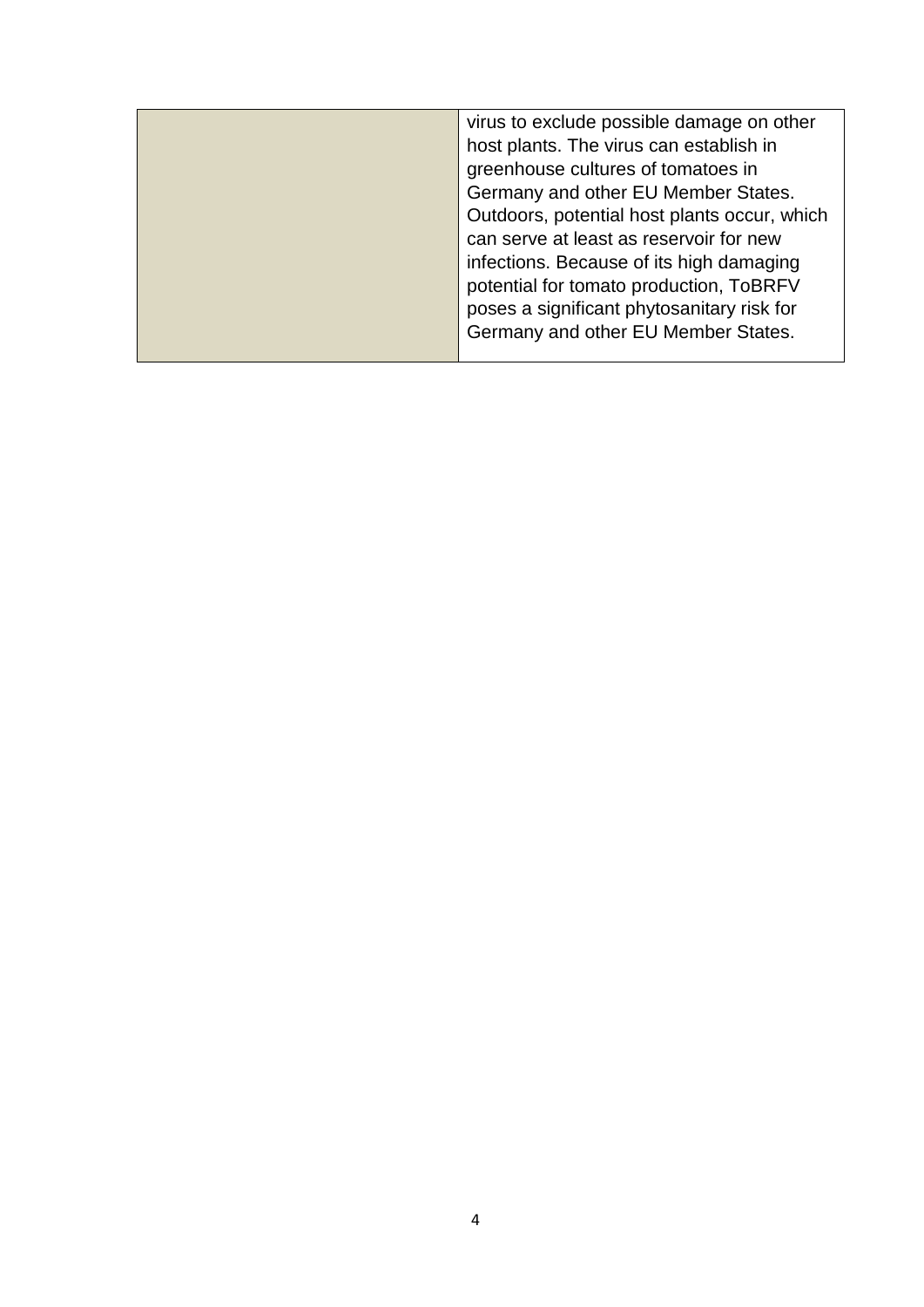| | |
|---|---|
| | virus to exclude possible damage on other host plants. The virus can establish in greenhouse cultures of tomatoes in Germany and other EU Member States. Outdoors, potential host plants occur, which can serve at least as reservoir for new infections. Because of its high damaging potential for tomato production, ToBRFV poses a significant phytosanitary risk for Germany and other EU Member States. |